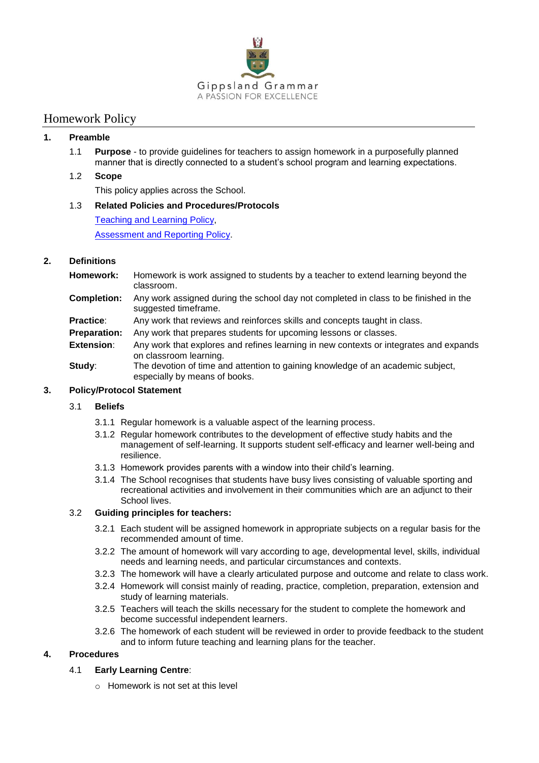Gippsland Grammar

A PASSION FOR EXCELLENCE

# Homework Policy

## 1. Preamble

1.1 **Purpose** - to provide guidelines for teachers to assign homework in a purposefully planned manner that is directly connected to a student's school program and learning expectations.

1.2 **Scope**

This policy applies across the School.

1.3 **Related Policies and Procedures/Protocols**

[Teaching and Learning Policy](),

[Assessment and Reporting Policy]().

## 2. Definitions

**Homework:** Homework is work assigned to students by a teacher to extend learning beyond the classroom.

**Completion:** Any work assigned during the school day not completed in class to be finished in the suggested timeframe.

**Practice**: Any work that reviews and reinforces skills and concepts taught in class.

**Preparation:** Any work that prepares students for upcoming lessons or classes.

**Extension**: Any work that explores and refines learning in new contexts or integrates and expands on classroom learning.

**Study**: The devotion of time and attention to gaining knowledge of an academic subject, especially by means of books.

## 3. Policy/Protocol Statement

### 3.1 Beliefs

3.1.1 Regular homework is a valuable aspect of the learning process.

3.1.2 Regular homework contributes to the development of effective study habits and the management of self-learning. It supports student self-efficacy and learner well-being and resilience.

3.1.3 Homework provides parents with a window into their child's learning.

3.1.4 The School recognises that students have busy lives consisting of valuable sporting and recreational activities and involvement in their communities which are an adjunct to their School lives.

### 3.2 Guiding principles for teachers:

3.2.1 Each student will be assigned homework in appropriate subjects on a regular basis for the recommended amount of time.

3.2.2 The amount of homework will vary according to age, developmental level, skills, individual needs and learning needs, and particular circumstances and contexts.

3.2.3 The homework will have a clearly articulated purpose and outcome and relate to class work.

3.2.4 Homework will consist mainly of reading, practice, completion, preparation, extension and study of learning materials.

3.2.5 Teachers will teach the skills necessary for the student to complete the homework and become successful independent learners.

3.2.6 The homework of each student will be reviewed in order to provide feedback to the student and to inform future teaching and learning plans for the teacher.

## 4. Procedures

### 4.1 Early Learning Centre:

- Homework is not set at this level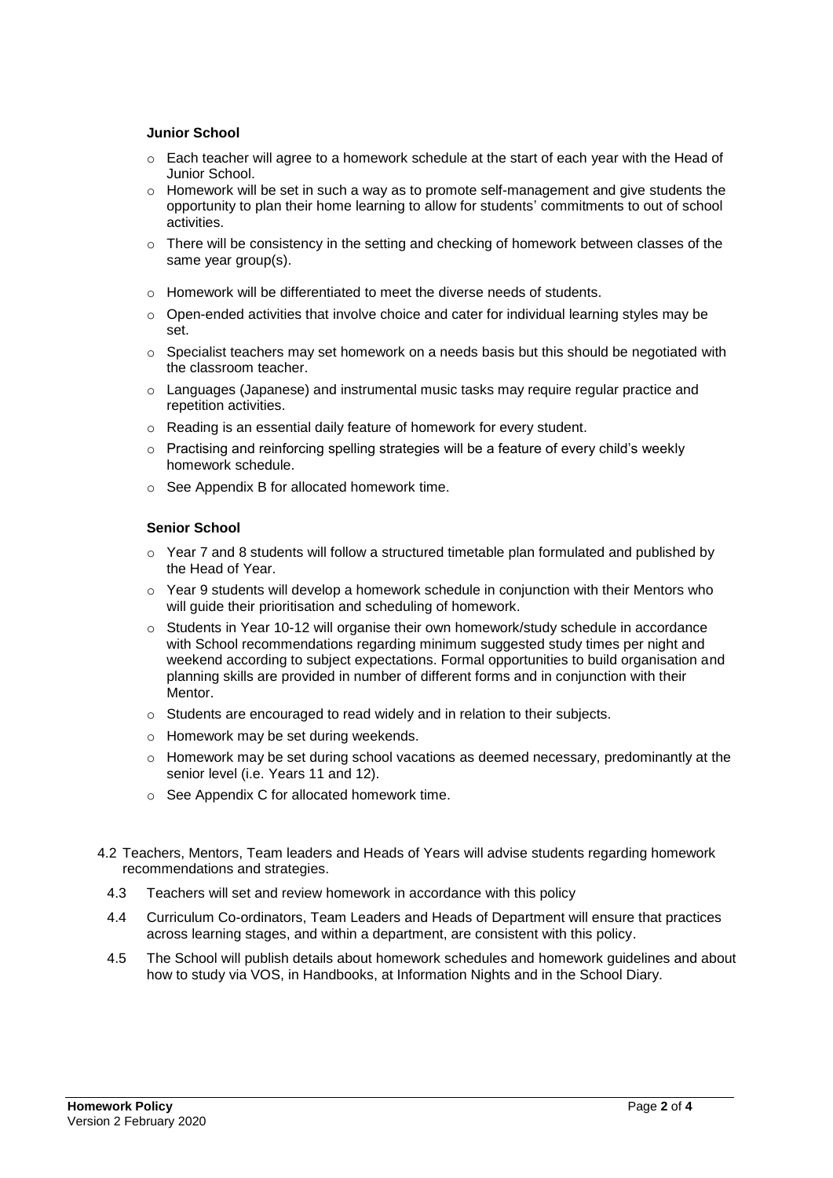### Junior School

- Each teacher will agree to a homework schedule at the start of each year with the Head of Junior School.
- Homework will be set in such a way as to promote self-management and give students the opportunity to plan their home learning to allow for students' commitments to out of school activities.
- There will be consistency in the setting and checking of homework between classes of the same year group(s).
- Homework will be differentiated to meet the diverse needs of students.
- Open-ended activities that involve choice and cater for individual learning styles may be set.
- Specialist teachers may set homework on a needs basis but this should be negotiated with the classroom teacher.
- Languages (Japanese) and instrumental music tasks may require regular practice and repetition activities.
- Reading is an essential daily feature of homework for every student.
- Practising and reinforcing spelling strategies will be a feature of every child's weekly homework schedule.
- See Appendix B for allocated homework time.

### Senior School

- Year 7 and 8 students will follow a structured timetable plan formulated and published by the Head of Year.
- Year 9 students will develop a homework schedule in conjunction with their Mentors who will guide their prioritisation and scheduling of homework.
- Students in Year 10-12 will organise their own homework/study schedule in accordance with School recommendations regarding minimum suggested study times per night and weekend according to subject expectations. Formal opportunities to build organisation and planning skills are provided in number of different forms and in conjunction with their Mentor.
- Students are encouraged to read widely and in relation to their subjects.
- Homework may be set during weekends.
- Homework may be set during school vacations as deemed necessary, predominantly at the senior level (i.e. Years 11 and 12).
- See Appendix C for allocated homework time.

4.2 Teachers, Mentors, Team leaders and Heads of Years will advise students regarding homework recommendations and strategies.

4.3 Teachers will set and review homework in accordance with this policy

4.4 Curriculum Co-ordinators, Team Leaders and Heads of Department will ensure that practices across learning stages, and within a department, are consistent with this policy.

4.5 The School will publish details about homework schedules and homework guidelines and about how to study via VOS, in Handbooks, at Information Nights and in the School Diary.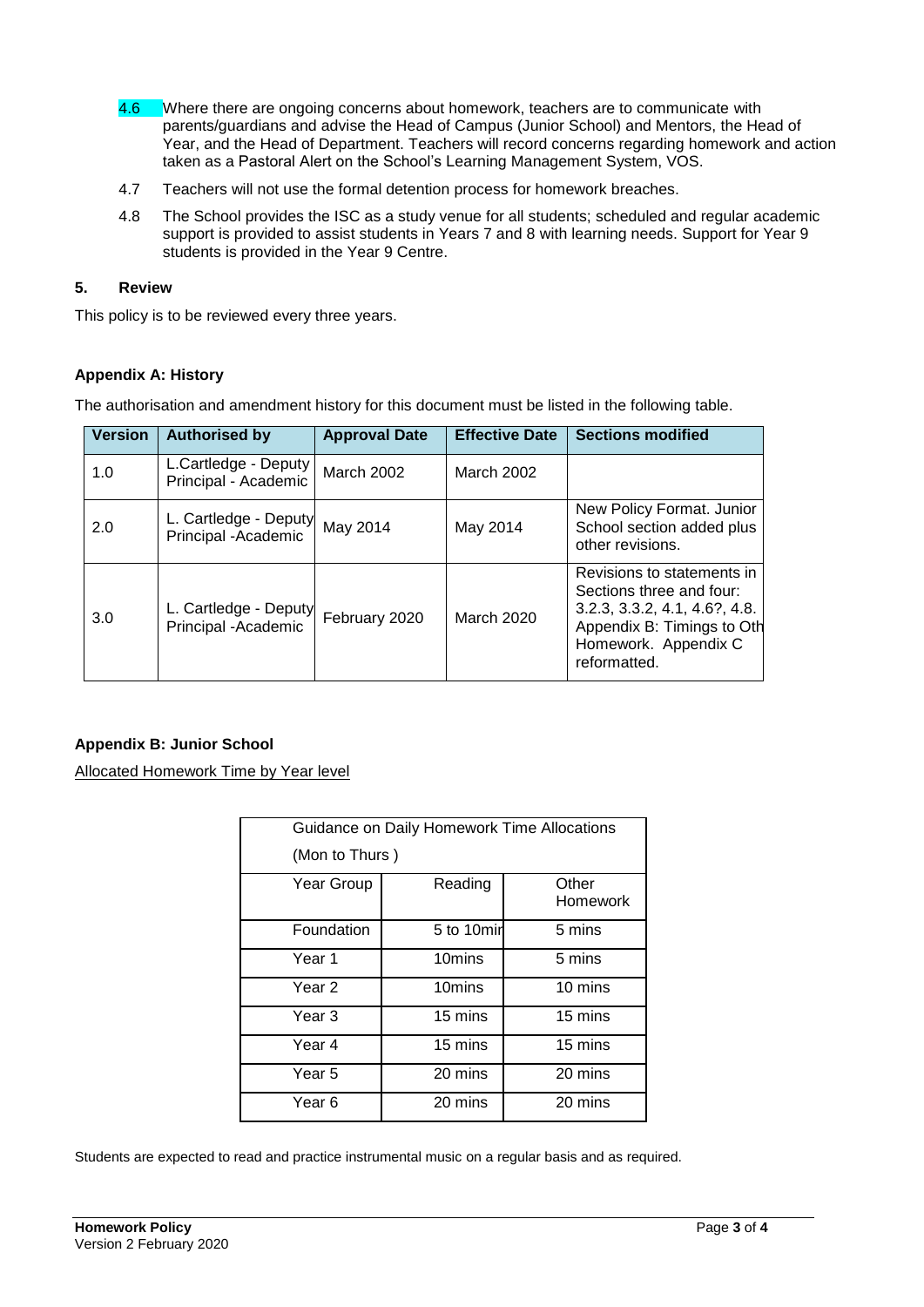4.6 Where there are ongoing concerns about homework, teachers are to communicate with parents/guardians and advise the Head of Campus (Junior School) and Mentors, the Head of Year, and the Head of Department. Teachers will record concerns regarding homework and action taken as a Pastoral Alert on the School's Learning Management System, VOS.

4.7 Teachers will not use the formal detention process for homework breaches.

4.8 The School provides the ISC as a study venue for all students; scheduled and regular academic support is provided to assist students in Years 7 and 8 with learning needs. Support for Year 9 students is provided in the Year 9 Centre.

## 5. Review

This policy is to be reviewed every three years.

### Appendix A: History

The authorisation and amendment history for this document must be listed in the following table.

| Version | Authorised by | Approval Date | Effective Date | Sections modified |
|---|---|---|---|---|
| 1.0 | L.Cartledge - Deputy Principal - Academic | March 2002 | March 2002 | |
| 2.0 | L. Cartledge - Deputy Principal -Academic | May 2014 | May 2014 | New Policy Format. Junior School section added plus other revisions. |
| 3.0 | L. Cartledge - Deputy Principal -Academic | February 2020 | March 2020 | Revisions to statements in Sections three and four: 3.2.3, 3.3.2, 4.1, 4.6?, 4.8. Appendix B: Timings to Oth Homework. Appendix C reformatted. |

### Appendix B: Junior School

Allocated Homework Time by Year level

| Guidance on Daily Homework Time Allocations (Mon to Thurs ) | | |
|---|---|---|
| Year Group | Reading | Other Homework |
| Foundation | 5 to 10min | 5 mins |
| Year 1 | 10mins | 5 mins |
| Year 2 | 10mins | 10 mins |
| Year 3 | 15 mins | 15 mins |
| Year 4 | 15 mins | 15 mins |
| Year 5 | 20 mins | 20 mins |
| Year 6 | 20 mins | 20 mins |

Students are expected to read and practice instrumental music on a regular basis and as required.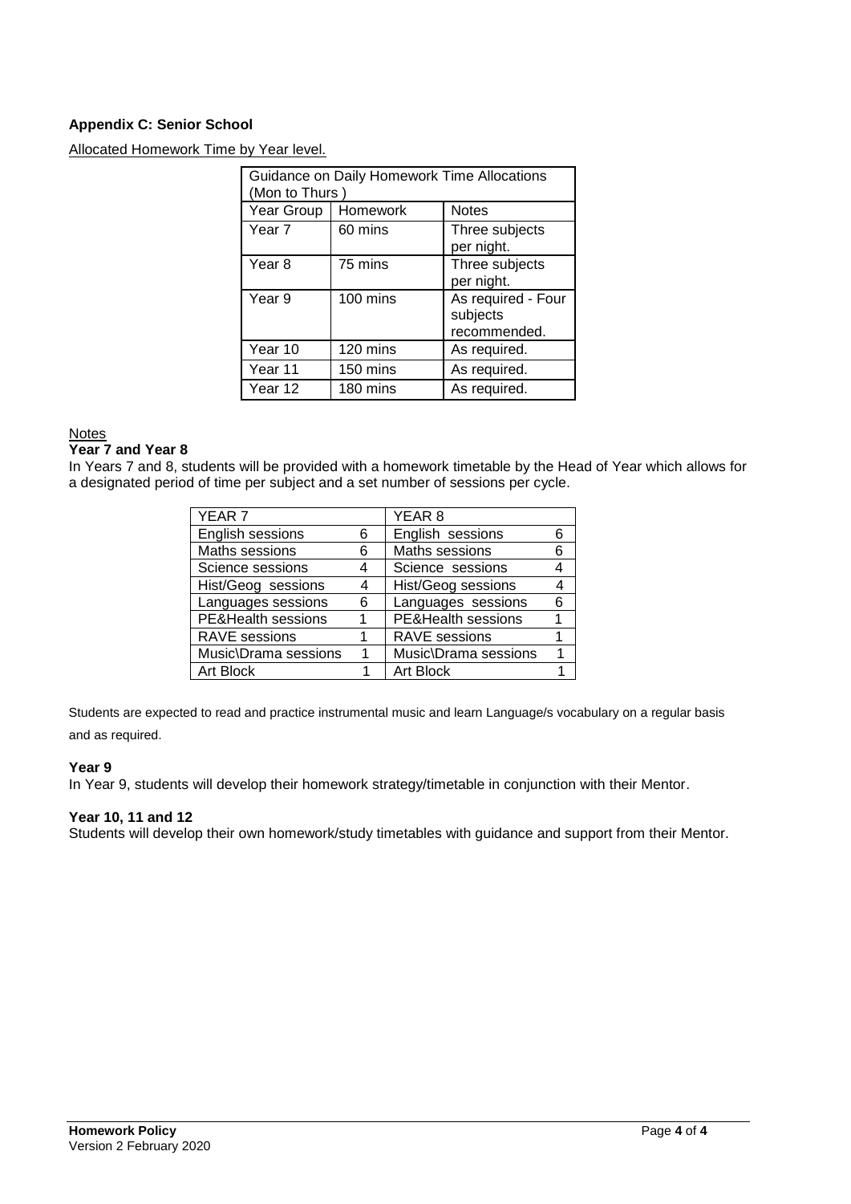**Appendix C: Senior School**

Allocated Homework Time by Year level.

| Guidance on Daily Homework Time Allocations (Mon to Thurs ) | | |
|---|---|---|
| Year Group | Homework | Notes |
| Year 7 | 60 mins | Three subjects per night. |
| Year 8 | 75 mins | Three subjects per night. |
| Year 9 | 100 mins | As required - Four subjects recommended. |
| Year 10 | 120 mins | As required. |
| Year 11 | 150 mins | As required. |
| Year 12 | 180 mins | As required. |

Notes

**Year 7 and Year 8**

In Years 7 and 8, students will be provided with a homework timetable by the Head of Year which allows for a designated period of time per subject and a set number of sessions per cycle.

| YEAR 7 | | YEAR 8 | |
|---|---|---|---|
| English sessions | 6 | English sessions | 6 |
| Maths sessions | 6 | Maths sessions | 6 |
| Science sessions | 4 | Science sessions | 4 |
| Hist/Geog sessions | 4 | Hist/Geog sessions | 4 |
| Languages sessions | 6 | Languages sessions | 6 |
| PE&Health sessions | 1 | PE&Health sessions | 1 |
| RAVE sessions | 1 | RAVE sessions | 1 |
| Music\Drama sessions | 1 | Music\Drama sessions | 1 |
| Art Block | 1 | Art Block | 1 |

Students are expected to read and practice instrumental music and learn Language/s vocabulary on a regular basis and as required.

**Year 9**

In Year 9, students will develop their homework strategy/timetable in conjunction with their Mentor.

**Year 10, 11 and 12**

Students will develop their own homework/study timetables with guidance and support from their Mentor.